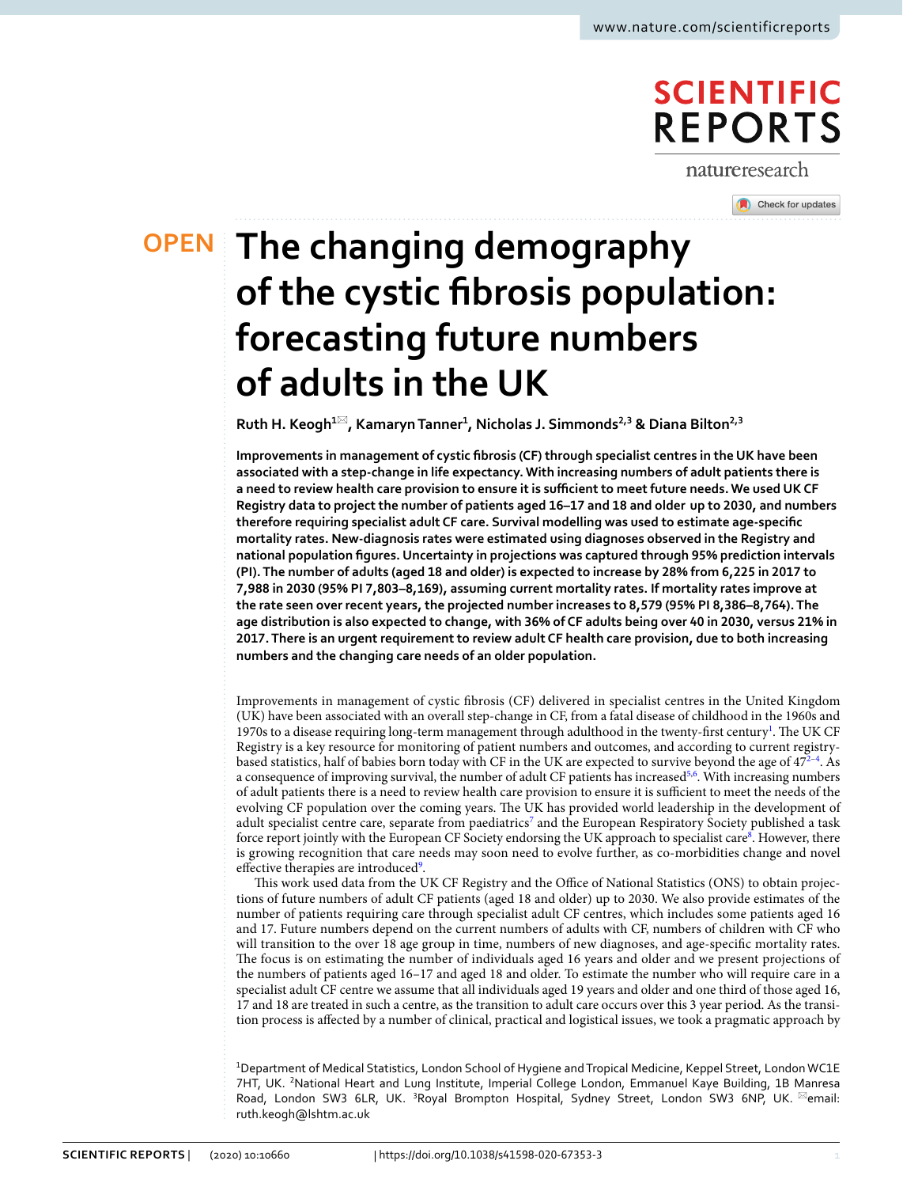# The changing demography of the cystic fibrosis population: forecasting future numbers of adults in the UK

Ruth H. Keogh[1], Kamaryn Tanner[1], Nicholas J. Simmonds[2,3] & Diana Bilton[2,3]

**Improvements in management of cystic fibrosis (CF) through specialist centres in the UK have been associated with a step-change in life expectancy. With increasing numbers of adult patients there is a need to review health care provision to ensure it is sufficient to meet future needs. We used UK CF Registry data to project the number of patients aged 16–17 and 18 and older up to 2030, and numbers therefore requiring specialist adult CF care. Survival modelling was used to estimate age-specific mortality rates. New-diagnosis rates were estimated using diagnoses observed in the Registry and national population figures. Uncertainty in projections was captured through 95% prediction intervals (PI). The number of adults (aged 18 and older) is expected to increase by 28% from 6,225 in 2017 to 7,988 in 2030 (95% PI 7,803–8,169), assuming current mortality rates. If mortality rates improve at the rate seen over recent years, the projected number increases to 8,579 (95% PI 8,386–8,764). The age distribution is also expected to change, with 36% of CF adults being over 40 in 2030, versus 21% in 2017. There is an urgent requirement to review adult CF health care provision, due to both increasing numbers and the changing care needs of an older population.**

Improvements in management of cystic fibrosis (CF) delivered in specialist centres in the United Kingdom (UK) have been associated with an overall step-change in CF, from a fatal disease of childhood in the 1960s and 1970s to a disease requiring long-term management through adulthood in the twenty-first century[1]. The UK CF Registry is a key resource for monitoring of patient numbers and outcomes, and according to current registry-based statistics, half of babies born today with CF in the UK are expected to survive beyond the age of 47[2–4]. As a consequence of improving survival, the number of adult CF patients has increased[5,6]. With increasing numbers of adult patients there is a need to review health care provision to ensure it is sufficient to meet the needs of the evolving CF population over the coming years. The UK has provided world leadership in the development of adult specialist centre care, separate from paediatrics[7] and the European Respiratory Society published a task force report jointly with the European CF Society endorsing the UK approach to specialist care[8]. However, there is growing recognition that care needs may soon need to evolve further, as co-morbidities change and novel effective therapies are introduced[9].

This work used data from the UK CF Registry and the Office of National Statistics (ONS) to obtain projections of future numbers of adult CF patients (aged 18 and older) up to 2030. We also provide estimates of the number of patients requiring care through specialist adult CF centres, which includes some patients aged 16 and 17. Future numbers depend on the current numbers of adults with CF, numbers of children with CF who will transition to the over 18 age group in time, numbers of new diagnoses, and age-specific mortality rates. The focus is on estimating the number of individuals aged 16 years and older and we present projections of the numbers of patients aged 16–17 and aged 18 and older. To estimate the number who will require care in a specialist adult CF centre we assume that all individuals aged 19 years and older and one third of those aged 16, 17 and 18 are treated in such a centre, as the transition to adult care occurs over this 3 year period. As the transition process is affected by a number of clinical, practical and logistical issues, we took a pragmatic approach by

[1]Department of Medical Statistics, London School of Hygiene and Tropical Medicine, Keppel Street, London WC1E 7HT, UK. [2]National Heart and Lung Institute, Imperial College London, Emmanuel Kaye Building, 1B Manresa Road, London SW3 6LR, UK. [3]Royal Brompton Hospital, Sydney Street, London SW3 6NP, UK. email: ruth.keogh@lshtm.ac.uk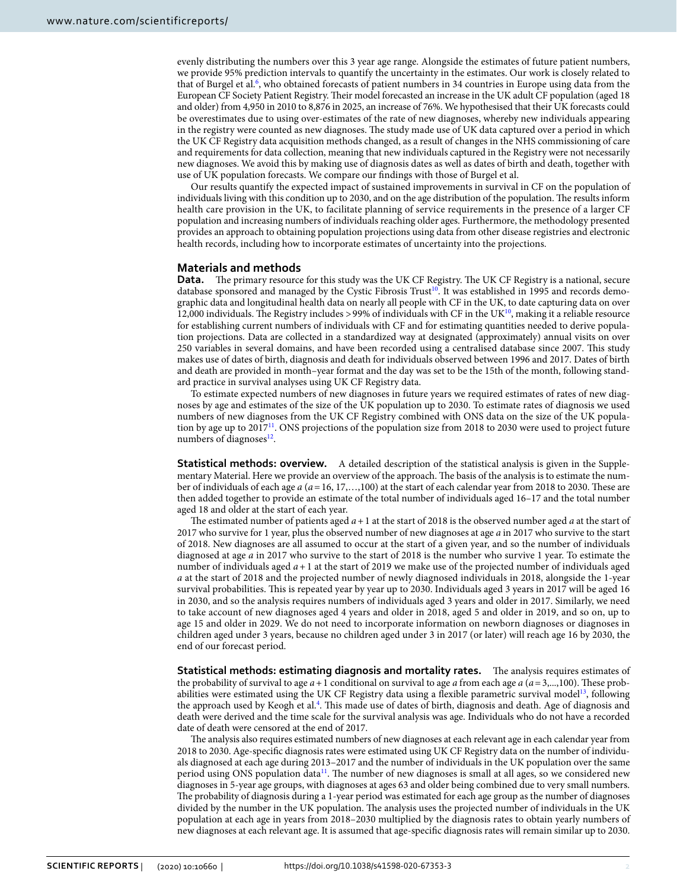evenly distributing the numbers over this 3 year age range. Alongside the estimates of future patient numbers, we provide 95% prediction intervals to quantify the uncertainty in the estimates. Our work is closely related to that of Burgel et al.[6], who obtained forecasts of patient numbers in 34 countries in Europe using data from the European CF Society Patient Registry. Their model forecasted an increase in the UK adult CF population (aged 18 and older) from 4,950 in 2010 to 8,876 in 2025, an increase of 76%. We hypothesised that their UK forecasts could be overestimates due to using over-estimates of the rate of new diagnoses, whereby new individuals appearing in the registry were counted as new diagnoses. The study made use of UK data captured over a period in which the UK CF Registry data acquisition methods changed, as a result of changes in the NHS commissioning of care and requirements for data collection, meaning that new individuals captured in the Registry were not necessarily new diagnoses. We avoid this by making use of diagnosis dates as well as dates of birth and death, together with use of UK population forecasts. We compare our findings with those of Burgel et al.

Our results quantify the expected impact of sustained improvements in survival in CF on the population of individuals living with this condition up to 2030, and on the age distribution of the population. The results inform health care provision in the UK, to facilitate planning of service requirements in the presence of a larger CF population and increasing numbers of individuals reaching older ages. Furthermore, the methodology presented provides an approach to obtaining population projections using data from other disease registries and electronic health records, including how to incorporate estimates of uncertainty into the projections.

## Materials and methods

**Data.** The primary resource for this study was the UK CF Registry. The UK CF Registry is a national, secure database sponsored and managed by the Cystic Fibrosis Trust[10]. It was established in 1995 and records demographic data and longitudinal health data on nearly all people with CF in the UK, to date capturing data on over 12,000 individuals. The Registry includes >99% of individuals with CF in the UK[10], making it a reliable resource for establishing current numbers of individuals with CF and for estimating quantities needed to derive population projections. Data are collected in a standardized way at designated (approximately) annual visits on over 250 variables in several domains, and have been recorded using a centralised database since 2007. This study makes use of dates of birth, diagnosis and death for individuals observed between 1996 and 2017. Dates of birth and death are provided in month–year format and the day was set to be the 15th of the month, following standard practice in survival analyses using UK CF Registry data.

To estimate expected numbers of new diagnoses in future years we required estimates of rates of new diagnoses by age and estimates of the size of the UK population up to 2030. To estimate rates of diagnosis we used numbers of new diagnoses from the UK CF Registry combined with ONS data on the size of the UK population by age up to 2017[11]. ONS projections of the population size from 2018 to 2030 were used to project future numbers of diagnoses[12].

**Statistical methods: overview.** A detailed description of the statistical analysis is given in the Supplementary Material. Here we provide an overview of the approach. The basis of the analysis is to estimate the number of individuals of each age $a$ ($a = 16, 17, \ldots, 100$) at the start of each calendar year from 2018 to 2030. These are then added together to provide an estimate of the total number of individuals aged 16–17 and the total number aged 18 and older at the start of each year.

The estimated number of patients aged $a+1$ at the start of 2018 is the observed number aged $a$ at the start of 2017 who survive for 1 year, plus the observed number of new diagnoses at age $a$ in 2017 who survive to the start of 2018. New diagnoses are all assumed to occur at the start of a given year, and so the number of individuals diagnosed at age $a$ in 2017 who survive to the start of 2018 is the number who survive 1 year. To estimate the number of individuals aged $a+1$ at the start of 2019 we make use of the projected number of individuals aged $a$ at the start of 2018 and the projected number of newly diagnosed individuals in 2018, alongside the 1-year survival probabilities. This is repeated year by year up to 2030. Individuals aged 3 years in 2017 will be aged 16 in 2030, and so the analysis requires numbers of individuals aged 3 years and older in 2017. Similarly, we need to take account of new diagnoses aged 4 years and older in 2018, aged 5 and older in 2019, and so on, up to age 15 and older in 2029. We do not need to incorporate information on newborn diagnoses or diagnoses in children aged under 3 years, because no children aged under 3 in 2017 (or later) will reach age 16 by 2030, the end of our forecast period.

**Statistical methods: estimating diagnosis and mortality rates.** The analysis requires estimates of the probability of survival to age $a+1$ conditional on survival to age $a$ from each age $a$ ($a = 3, \ldots, 100$). These probabilities were estimated using the UK CF Registry data using a flexible parametric survival model[13], following the approach used by Keogh et al.[4]. This made use of dates of birth, diagnosis and death. Age of diagnosis and death were derived and the time scale for the survival analysis was age. Individuals who do not have a recorded date of death were censored at the end of 2017.

The analysis also requires estimated numbers of new diagnoses at each relevant age in each calendar year from 2018 to 2030. Age-specific diagnosis rates were estimated using UK CF Registry data on the number of individuals diagnosed at each age during 2013–2017 and the number of individuals in the UK population over the same period using ONS population data[11]. The number of new diagnoses is small at all ages, so we considered new diagnoses in 5-year age groups, with diagnoses at ages 63 and older being combined due to very small numbers. The probability of diagnosis during a 1-year period was estimated for each age group as the number of diagnoses divided by the number in the UK population. The analysis uses the projected number of individuals in the UK population at each age in years from 2018–2030 multiplied by the diagnosis rates to obtain yearly numbers of new diagnoses at each relevant age. It is assumed that age-specific diagnosis rates will remain similar up to 2030.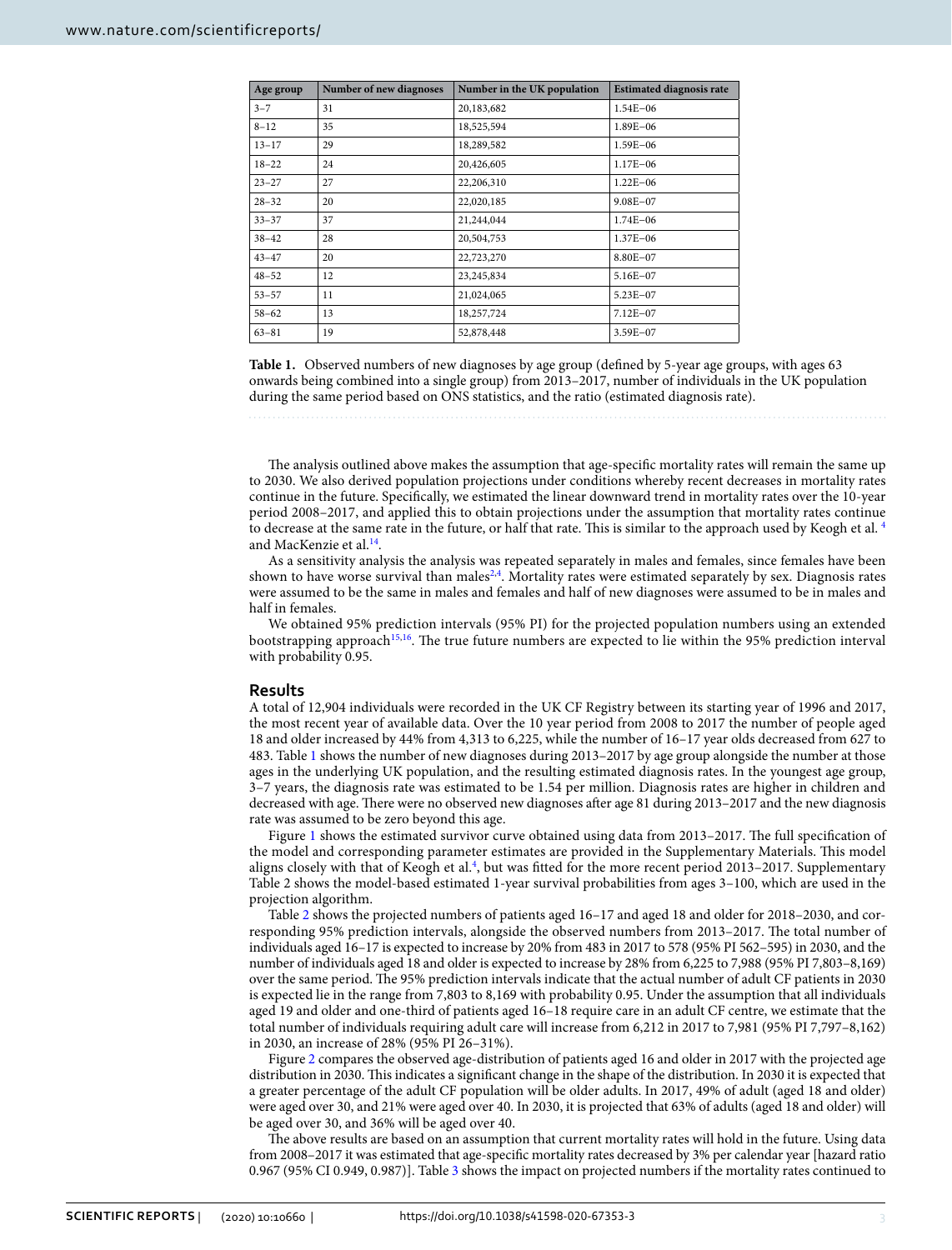| Age group | Number of new diagnoses | Number in the UK population | Estimated diagnosis rate |
|---|---|---|---|
| 3–7 | 31 | 20,183,682 | 1.54E−06 |
| 8–12 | 35 | 18,525,594 | 1.89E−06 |
| 13–17 | 29 | 18,289,582 | 1.59E−06 |
| 18–22 | 24 | 20,426,605 | 1.17E−06 |
| 23–27 | 27 | 22,206,310 | 1.22E−06 |
| 28–32 | 20 | 22,020,185 | 9.08E−07 |
| 33–37 | 37 | 21,244,044 | 1.74E−06 |
| 38–42 | 28 | 20,504,753 | 1.37E−06 |
| 43–47 | 20 | 22,723,270 | 8.80E−07 |
| 48–52 | 12 | 23,245,834 | 5.16E−07 |
| 53–57 | 11 | 21,024,065 | 5.23E−07 |
| 58–62 | 13 | 18,257,724 | 7.12E−07 |
| 63–81 | 19 | 52,878,448 | 3.59E−07 |

**Table 1.** Observed numbers of new diagnoses by age group (defined by 5-year age groups, with ages 63 onwards being combined into a single group) from 2013–2017, number of individuals in the UK population during the same period based on ONS statistics, and the ratio (estimated diagnosis rate).

The analysis outlined above makes the assumption that age-specific mortality rates will remain the same up to 2030. We also derived population projections under conditions whereby recent decreases in mortality rates continue in the future. Specifically, we estimated the linear downward trend in mortality rates over the 10-year period 2008–2017, and applied this to obtain projections under the assumption that mortality rates continue to decrease at the same rate in the future, or half that rate. This is similar to the approach used by Keogh et al. [4] and MacKenzie et al.[14].

As a sensitivity analysis the analysis was repeated separately in males and females, since females have been shown to have worse survival than males[2,4]. Mortality rates were estimated separately by sex. Diagnosis rates were assumed to be the same in males and females and half of new diagnoses were assumed to be in males and half in females.

We obtained 95% prediction intervals (95% PI) for the projected population numbers using an extended bootstrapping approach[15,16]. The true future numbers are expected to lie within the 95% prediction interval with probability 0.95.

## Results

A total of 12,904 individuals were recorded in the UK CF Registry between its starting year of 1996 and 2017, the most recent year of available data. Over the 10 year period from 2008 to 2017 the number of people aged 18 and older increased by 44% from 4,313 to 6,225, while the number of 16–17 year olds decreased from 627 to 483. Table 1 shows the number of new diagnoses during 2013–2017 by age group alongside the number at those ages in the underlying UK population, and the resulting estimated diagnosis rates. In the youngest age group, 3–7 years, the diagnosis rate was estimated to be 1.54 per million. Diagnosis rates are higher in children and decreased with age. There were no observed new diagnoses after age 81 during 2013–2017 and the new diagnosis rate was assumed to be zero beyond this age.

Figure 1 shows the estimated survivor curve obtained using data from 2013–2017. The full specification of the model and corresponding parameter estimates are provided in the Supplementary Materials. This model aligns closely with that of Keogh et al.[4], but was fitted for the more recent period 2013–2017. Supplementary Table 2 shows the model-based estimated 1-year survival probabilities from ages 3–100, which are used in the projection algorithm.

Table 2 shows the projected numbers of patients aged 16–17 and aged 18 and older for 2018–2030, and corresponding 95% prediction intervals, alongside the observed numbers from 2013–2017. The total number of individuals aged 16–17 is expected to increase by 20% from 483 in 2017 to 578 (95% PI 562–595) in 2030, and the number of individuals aged 18 and older is expected to increase by 28% from 6,225 to 7,988 (95% PI 7,803–8,169) over the same period. The 95% prediction intervals indicate that the actual number of adult CF patients in 2030 is expected lie in the range from 7,803 to 8,169 with probability 0.95. Under the assumption that all individuals aged 19 and older and one-third of patients aged 16–18 require care in an adult CF centre, we estimate that the total number of individuals requiring adult care will increase from 6,212 in 2017 to 7,981 (95% PI 7,797–8,162) in 2030, an increase of 28% (95% PI 26–31%).

Figure 2 compares the observed age-distribution of patients aged 16 and older in 2017 with the projected age distribution in 2030. This indicates a significant change in the shape of the distribution. In 2030 it is expected that a greater percentage of the adult CF population will be older adults. In 2017, 49% of adult (aged 18 and older) were aged over 30, and 21% were aged over 40. In 2030, it is projected that 63% of adults (aged 18 and older) will be aged over 30, and 36% will be aged over 40.

The above results are based on an assumption that current mortality rates will hold in the future. Using data from 2008–2017 it was estimated that age-specific mortality rates decreased by 3% per calendar year [hazard ratio 0.967 (95% CI 0.949, 0.987)]. Table 3 shows the impact on projected numbers if the mortality rates continued to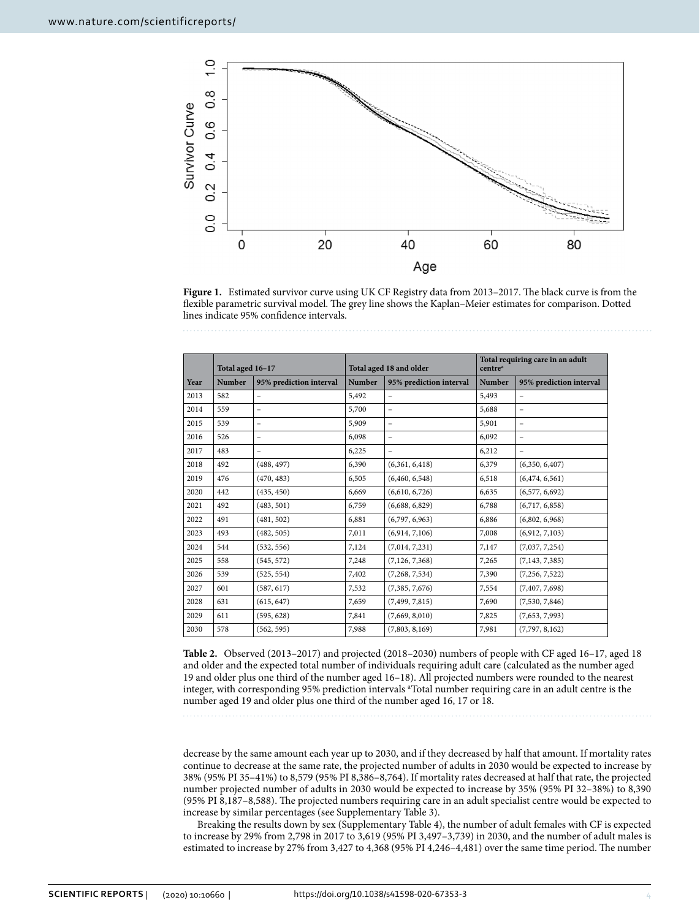**Figure 1.** Estimated survivor curve using UK CF Registry data from 2013–2017. The black curve is from the flexible parametric survival model. The grey line shows the Kaplan–Meier estimates for comparison. Dotted lines indicate 95% confidence intervals.

| | Total aged 16–17 | | Total aged 18 and older | | Total requiring care in an adult centre[a] | |
|---|---|---|---|---|---|---|
| Year | Number | 95% prediction interval | Number | 95% prediction interval | Number | 95% prediction interval |
| 2013 | 582 | – | 5,492 | – | 5,493 | – |
| 2014 | 559 | – | 5,700 | – | 5,688 | – |
| 2015 | 539 | – | 5,909 | – | 5,901 | – |
| 2016 | 526 | – | 6,098 | – | 6,092 | – |
| 2017 | 483 | – | 6,225 | – | 6,212 | – |
| 2018 | 492 | (488, 497) | 6,390 | (6,361, 6,418) | 6,379 | (6,350, 6,407) |
| 2019 | 476 | (470, 483) | 6,505 | (6,460, 6,548) | 6,518 | (6,474, 6,561) |
| 2020 | 442 | (435, 450) | 6,669 | (6,610, 6,726) | 6,635 | (6,577, 6,692) |
| 2021 | 492 | (483, 501) | 6,759 | (6,688, 6,829) | 6,788 | (6,717, 6,858) |
| 2022 | 491 | (481, 502) | 6,881 | (6,797, 6,963) | 6,886 | (6,802, 6,968) |
| 2023 | 493 | (482, 505) | 7,011 | (6,914, 7,106) | 7,008 | (6,912, 7,103) |
| 2024 | 544 | (532, 556) | 7,124 | (7,014, 7,231) | 7,147 | (7,037, 7,254) |
| 2025 | 558 | (545, 572) | 7,248 | (7,126, 7,368) | 7,265 | (7,143, 7,385) |
| 2026 | 539 | (525, 554) | 7,402 | (7,268, 7,534) | 7,390 | (7,256, 7,522) |
| 2027 | 601 | (587, 617) | 7,532 | (7,385, 7,676) | 7,554 | (7,407, 7,698) |
| 2028 | 631 | (615, 647) | 7,659 | (7,499, 7,815) | 7,690 | (7,530, 7,846) |
| 2029 | 611 | (595, 628) | 7,841 | (7,669, 8,010) | 7,825 | (7,653, 7,993) |
| 2030 | 578 | (562, 595) | 7,988 | (7,803, 8,169) | 7,981 | (7,797, 8,162) |

**Table 2.** Observed (2013–2017) and projected (2018–2030) numbers of people with CF aged 16–17, aged 18 and older and the expected total number of individuals requiring adult care (calculated as the number aged 19 and older plus one third of the number aged 16–18). All projected numbers were rounded to the nearest integer, with corresponding 95% prediction intervals [a]Total number requiring care in an adult centre is the number aged 19 and older plus one third of the number aged 16, 17 or 18.

decrease by the same amount each year up to 2030, and if they decreased by half that amount. If mortality rates continue to decrease at the same rate, the projected number of adults in 2030 would be expected to increase by 38% (95% PI 35–41%) to 8,579 (95% PI 8,386–8,764). If mortality rates decreased at half that rate, the projected number projected number of adults in 2030 would be expected to increase by 35% (95% PI 32–38%) to 8,390 (95% PI 8,187–8,588). The projected numbers requiring care in an adult specialist centre would be expected to increase by similar percentages (see Supplementary Table 3).

Breaking the results down by sex (Supplementary Table 4), the number of adult females with CF is expected to increase by 29% from 2,798 in 2017 to 3,619 (95% PI 3,497–3,739) in 2030, and the number of adult males is estimated to increase by 27% from 3,427 to 4,368 (95% PI 4,246–4,481) over the same time period. The number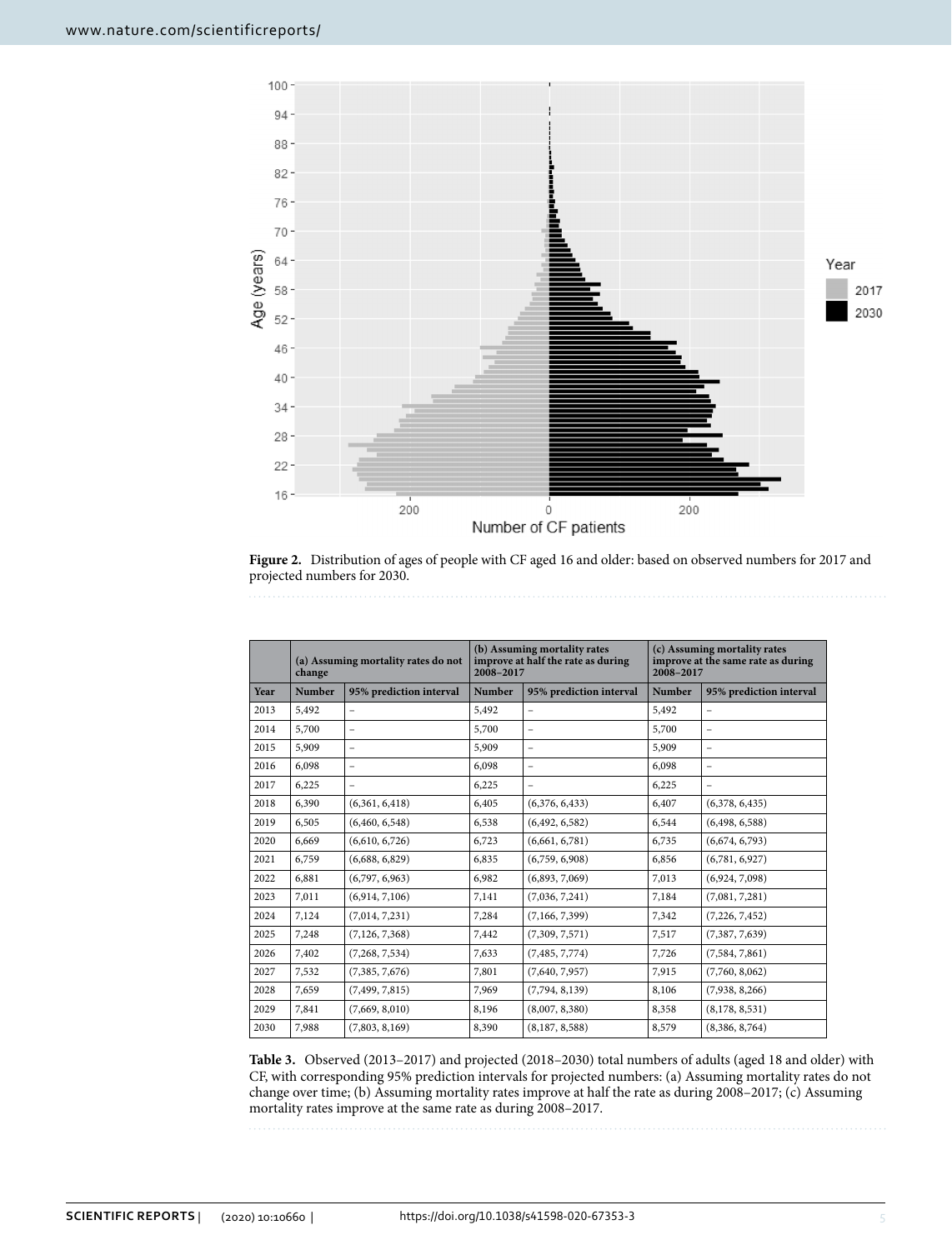**Figure 2.** Distribution of ages of people with CF aged 16 and older: based on observed numbers for 2017 and projected numbers for 2030.

| | (a) Assuming mortality rates do not change | | (b) Assuming mortality rates improve at half the rate as during 2008–2017 | | (c) Assuming mortality rates improve at the same rate as during 2008–2017 | |
|---|---|---|---|---|---|---|
| Year | Number | 95% prediction interval | Number | 95% prediction interval | Number | 95% prediction interval |
| 2013 | 5,492 | – | 5,492 | – | 5,492 | – |
| 2014 | 5,700 | – | 5,700 | – | 5,700 | – |
| 2015 | 5,909 | – | 5,909 | – | 5,909 | – |
| 2016 | 6,098 | – | 6,098 | – | 6,098 | – |
| 2017 | 6,225 | – | 6,225 | – | 6,225 | – |
| 2018 | 6,390 | (6,361, 6,418) | 6,405 | (6,376, 6,433) | 6,407 | (6,378, 6,435) |
| 2019 | 6,505 | (6,460, 6,548) | 6,538 | (6,492, 6,582) | 6,544 | (6,498, 6,588) |
| 2020 | 6,669 | (6,610, 6,726) | 6,723 | (6,661, 6,781) | 6,735 | (6,674, 6,793) |
| 2021 | 6,759 | (6,688, 6,829) | 6,835 | (6,759, 6,908) | 6,856 | (6,781, 6,927) |
| 2022 | 6,881 | (6,797, 6,963) | 6,982 | (6,893, 7,069) | 7,013 | (6,924, 7,098) |
| 2023 | 7,011 | (6,914, 7,106) | 7,141 | (7,036, 7,241) | 7,184 | (7,081, 7,281) |
| 2024 | 7,124 | (7,014, 7,231) | 7,284 | (7,166, 7,399) | 7,342 | (7,226, 7,452) |
| 2025 | 7,248 | (7,126, 7,368) | 7,442 | (7,309, 7,571) | 7,517 | (7,387, 7,639) |
| 2026 | 7,402 | (7,268, 7,534) | 7,633 | (7,485, 7,774) | 7,726 | (7,584, 7,861) |
| 2027 | 7,532 | (7,385, 7,676) | 7,801 | (7,640, 7,957) | 7,915 | (7,760, 8,062) |
| 2028 | 7,659 | (7,499, 7,815) | 7,969 | (7,794, 8,139) | 8,106 | (7,938, 8,266) |
| 2029 | 7,841 | (7,669, 8,010) | 8,196 | (8,007, 8,380) | 8,358 | (8,178, 8,531) |
| 2030 | 7,988 | (7,803, 8,169) | 8,390 | (8,187, 8,588) | 8,579 | (8,386, 8,764) |

**Table 3.** Observed (2013–2017) and projected (2018–2030) total numbers of adults (aged 18 and older) with CF, with corresponding 95% prediction intervals for projected numbers: (a) Assuming mortality rates do not change over time; (b) Assuming mortality rates improve at half the rate as during 2008–2017; (c) Assuming mortality rates improve at the same rate as during 2008–2017.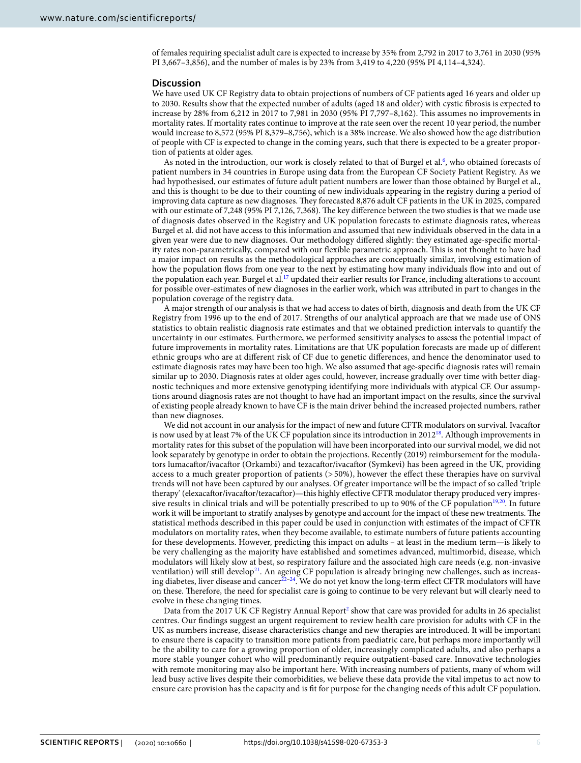of females requiring specialist adult care is expected to increase by 35% from 2,792 in 2017 to 3,761 in 2030 (95% PI 3,667–3,856), and the number of males is by 23% from 3,419 to 4,220 (95% PI 4,114–4,324).

## Discussion

We have used UK CF Registry data to obtain projections of numbers of CF patients aged 16 years and older up to 2030. Results show that the expected number of adults (aged 18 and older) with cystic fibrosis is expected to increase by 28% from 6,212 in 2017 to 7,981 in 2030 (95% PI 7,797–8,162). This assumes no improvements in mortality rates. If mortality rates continue to improve at the rate seen over the recent 10 year period, the number would increase to 8,572 (95% PI 8,379–8,756), which is a 38% increase. We also showed how the age distribution of people with CF is expected to change in the coming years, such that there is expected to be a greater proportion of patients at older ages.

As noted in the introduction, our work is closely related to that of Burgel et al.[6], who obtained forecasts of patient numbers in 34 countries in Europe using data from the European CF Society Patient Registry. As we had hypothesised, our estimates of future adult patient numbers are lower than those obtained by Burgel et al., and this is thought to be due to their counting of new individuals appearing in the registry during a period of improving data capture as new diagnoses. They forecasted 8,876 adult CF patients in the UK in 2025, compared with our estimate of 7,248 (95% PI 7,126, 7,368). The key difference between the two studies is that we made use of diagnosis dates observed in the Registry and UK population forecasts to estimate diagnosis rates, whereas Burgel et al. did not have access to this information and assumed that new individuals observed in the data in a given year were due to new diagnoses. Our methodology differed slightly: they estimated age-specific mortality rates non-parametrically, compared with our flexible parametric approach. This is not thought to have had a major impact on results as the methodological approaches are conceptually similar, involving estimation of how the population flows from one year to the next by estimating how many individuals flow into and out of the population each year. Burgel et al.[17] updated their earlier results for France, including alterations to account for possible over-estimates of new diagnoses in the earlier work, which was attributed in part to changes in the population coverage of the registry data.

A major strength of our analysis is that we had access to dates of birth, diagnosis and death from the UK CF Registry from 1996 up to the end of 2017. Strengths of our analytical approach are that we made use of ONS statistics to obtain realistic diagnosis rate estimates and that we obtained prediction intervals to quantify the uncertainty in our estimates. Furthermore, we performed sensitivity analyses to assess the potential impact of future improvements in mortality rates. Limitations are that UK population forecasts are made up of different ethnic groups who are at different risk of CF due to genetic differences, and hence the denominator used to estimate diagnosis rates may have been too high. We also assumed that age-specific diagnosis rates will remain similar up to 2030. Diagnosis rates at older ages could, however, increase gradually over time with better diagnostic techniques and more extensive genotyping identifying more individuals with atypical CF. Our assumptions around diagnosis rates are not thought to have had an important impact on the results, since the survival of existing people already known to have CF is the main driver behind the increased projected numbers, rather than new diagnoses.

We did not account in our analysis for the impact of new and future CFTR modulators on survival. Ivacaftor is now used by at least 7% of the UK CF population since its introduction in 2012[18]. Although improvements in mortality rates for this subset of the population will have been incorporated into our survival model, we did not look separately by genotype in order to obtain the projections. Recently (2019) reimbursement for the modulators lumacaftor/ivacaftor (Orkambi) and tezacaftor/ivacaftor (Symkevi) has been agreed in the UK, providing access to a much greater proportion of patients (>50%), however the effect these therapies have on survival trends will not have been captured by our analyses. Of greater importance will be the impact of so called 'triple therapy' (elexacaftor/ivacaftor/tezacaftor)—this highly effective CFTR modulator therapy produced very impressive results in clinical trials and will be potentially prescribed to up to 90% of the CF population[19,20]. In future work it will be important to stratify analyses by genotype and account for the impact of these new treatments. The statistical methods described in this paper could be used in conjunction with estimates of the impact of CFTR modulators on mortality rates, when they become available, to estimate numbers of future patients accounting for these developments. However, predicting this impact on adults – at least in the medium term—is likely to be very challenging as the majority have established and sometimes advanced, multimorbid, disease, which modulators will likely slow at best, so respiratory failure and the associated high care needs (e.g. non-invasive ventilation) will still develop[21]. An ageing CF population is already bringing new challenges, such as increasing diabetes, liver disease and cancer[22–24]. We do not yet know the long-term effect CFTR modulators will have on these. Therefore, the need for specialist care is going to continue to be very relevant but will clearly need to evolve in these changing times.

Data from the 2017 UK CF Registry Annual Report[2] show that care was provided for adults in 26 specialist centres. Our findings suggest an urgent requirement to review health care provision for adults with CF in the UK as numbers increase, disease characteristics change and new therapies are introduced. It will be important to ensure there is capacity to transition more patients from paediatric care, but perhaps more importantly will be the ability to care for a growing proportion of older, increasingly complicated adults, and also perhaps a more stable younger cohort who will predominantly require outpatient-based care. Innovative technologies with remote monitoring may also be important here. With increasing numbers of patients, many of whom will lead busy active lives despite their comorbidities, we believe these data provide the vital impetus to act now to ensure care provision has the capacity and is fit for purpose for the changing needs of this adult CF population.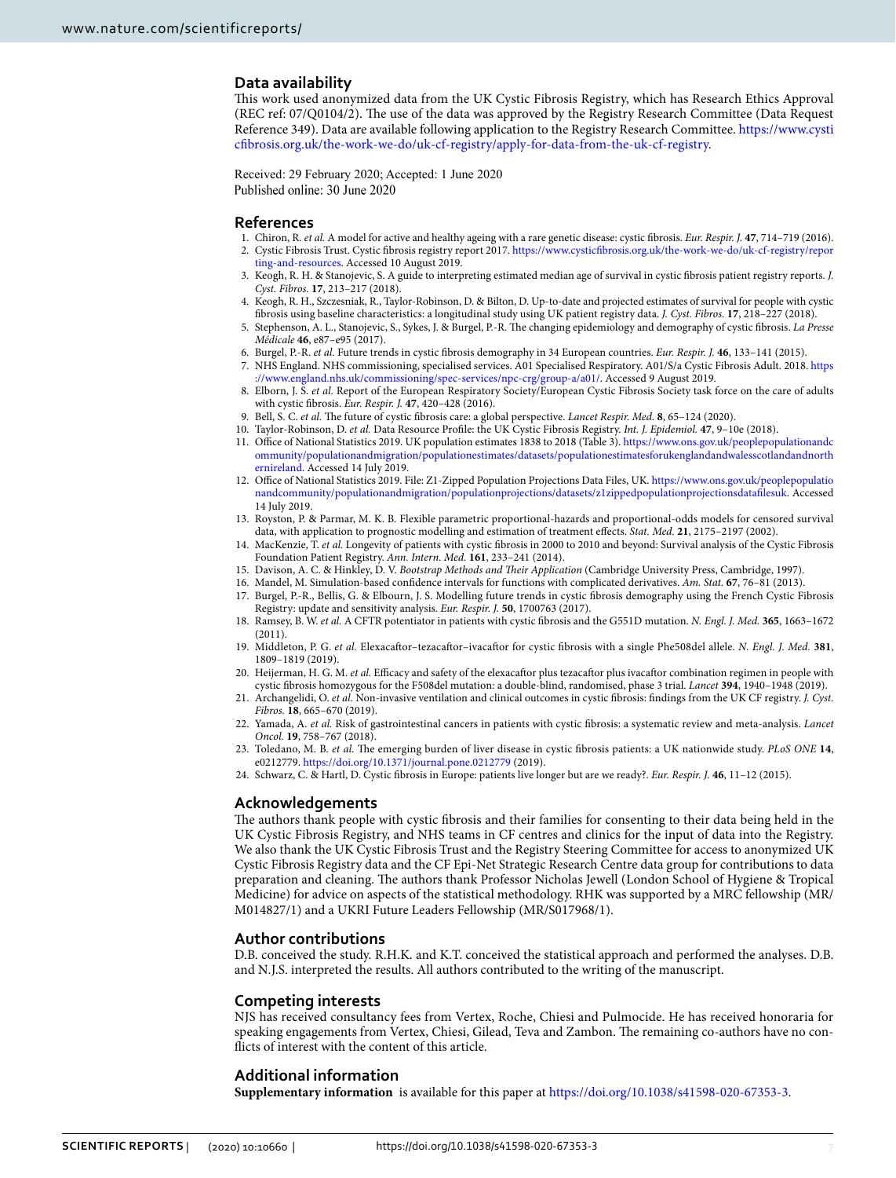## Data availability

This work used anonymized data from the UK Cystic Fibrosis Registry, which has Research Ethics Approval (REC ref: 07/Q0104/2). The use of the data was approved by the Registry Research Committee (Data Request Reference 349). Data are available following application to the Registry Research Committee. https://www.cysticfibrosis.org.uk/the-work-we-do/uk-cf-registry/apply-for-data-from-the-uk-cf-registry.

Received: 29 February 2020; Accepted: 1 June 2020
Published online: 30 June 2020

## References

1. Chiron, R. *et al.* A model for active and healthy ageing with a rare genetic disease: cystic fibrosis. *Eur. Respir. J.* **47**, 714–719 (2016).
2. Cystic Fibrosis Trust. Cystic fibrosis registry report 2017. https://www.cysticfibrosis.org.uk/the-work-we-do/uk-cf-registry/reporting-and-resources. Accessed 10 August 2019.
3. Keogh, R. H. & Stanojevic, S. A guide to interpreting estimated median age of survival in cystic fibrosis patient registry reports. *J. Cyst. Fibros.* **17**, 213–217 (2018).
4. Keogh, R. H., Szczesniak, R., Taylor-Robinson, D. & Bilton, D. Up-to-date and projected estimates of survival for people with cystic fibrosis using baseline characteristics: a longitudinal study using UK patient registry data. *J. Cyst. Fibros.* **17**, 218–227 (2018).
5. Stephenson, A. L., Stanojevic, S., Sykes, J. & Burgel, P.-R. The changing epidemiology and demography of cystic fibrosis. *La Presse Médicale* **46**, e87–e95 (2017).
6. Burgel, P.-R. *et al.* Future trends in cystic fibrosis demography in 34 European countries. *Eur. Respir. J.* **46**, 133–141 (2015).
7. NHS England. NHS commissioning, specialised services. A01 Specialised Respiratory. A01/S/a Cystic Fibrosis Adult. 2018. https://www.england.nhs.uk/commissioning/spec-services/npc-crg/group-a/a01/. Accessed 9 August 2019.
8. Elborn, J. S. *et al.* Report of the European Respiratory Society/European Cystic Fibrosis Society task force on the care of adults with cystic fibrosis. *Eur. Respir. J.* **47**, 420–428 (2016).
9. Bell, S. C. *et al.* The future of cystic fibrosis care: a global perspective. *Lancet Respir. Med.* **8**, 65–124 (2020).
10. Taylor-Robinson, D. *et al.* Data Resource Profile: the UK Cystic Fibrosis Registry. *Int. J. Epidemiol.* **47**, 9–10e (2018).
11. Office of National Statistics 2019. UK population estimates 1838 to 2018 (Table 3). https://www.ons.gov.uk/peoplepopulationandcommunity/populationandmigration/populationestimates/datasets/populationestimatesforukenglandandwalesscotlandandnorthernireland. Accessed 14 July 2019.
12. Office of National Statistics 2019. File: Z1-Zipped Population Projections Data Files, UK. https://www.ons.gov.uk/peoplepopulationandcommunity/populationandmigration/populationprojections/datasets/z1zippedpopulationprojectionsdatafilesuk. Accessed 14 July 2019.
13. Royston, P. & Parmar, M. K. B. Flexible parametric proportional-hazards and proportional-odds models for censored survival data, with application to prognostic modelling and estimation of treatment effects. *Stat. Med.* **21**, 2175–2197 (2002).
14. MacKenzie, T. *et al.* Longevity of patients with cystic fibrosis in 2000 to 2010 and beyond: Survival analysis of the Cystic Fibrosis Foundation Patient Registry. *Ann. Intern. Med.* **161**, 233–241 (2014).
15. Davison, A. C. & Hinkley, D. V. *Bootstrap Methods and Their Application* (Cambridge University Press, Cambridge, 1997).
16. Mandel, M. Simulation-based confidence intervals for functions with complicated derivatives. *Am. Stat.* **67**, 76–81 (2013).
17. Burgel, P.-R., Bellis, G. & Elbourn, J. S. Modelling future trends in cystic fibrosis demography using the French Cystic Fibrosis Registry: update and sensitivity analysis. *Eur. Respir. J.* **50**, 1700763 (2017).
18. Ramsey, B. W. *et al.* A CFTR potentiator in patients with cystic fibrosis and the G551D mutation. *N. Engl. J. Med.* **365**, 1663–1672 (2011).
19. Middleton, P. G. *et al.* Elexacaftor–tezacaftor–ivacaftor for cystic fibrosis with a single Phe508del allele. *N. Engl. J. Med.* **381**, 1809–1819 (2019).
20. Heijerman, H. G. M. *et al.* Efficacy and safety of the elexacaftor plus tezacaftor plus ivacaftor combination regimen in people with cystic fibrosis homozygous for the F508del mutation: a double-blind, randomised, phase 3 trial. *Lancet* **394**, 1940–1948 (2019).
21. Archangelidi, O. *et al.* Non-invasive ventilation and clinical outcomes in cystic fibrosis: findings from the UK CF registry. *J. Cyst. Fibros.* **18**, 665–670 (2019).
22. Yamada, A. *et al.* Risk of gastrointestinal cancers in patients with cystic fibrosis: a systematic review and meta-analysis. *Lancet Oncol.* **19**, 758–767 (2018).
23. Toledano, M. B. *et al.* The emerging burden of liver disease in cystic fibrosis patients: a UK nationwide study. *PLoS ONE* **14**, e0212779. https://doi.org/10.1371/journal.pone.0212779 (2019).
24. Schwarz, C. & Hartl, D. Cystic fibrosis in Europe: patients live longer but are we ready?. *Eur. Respir. J.* **46**, 11–12 (2015).

## Acknowledgements

The authors thank people with cystic fibrosis and their families for consenting to their data being held in the UK Cystic Fibrosis Registry, and NHS teams in CF centres and clinics for the input of data into the Registry. We also thank the UK Cystic Fibrosis Trust and the Registry Steering Committee for access to anonymized UK Cystic Fibrosis Registry data and the CF Epi-Net Strategic Research Centre data group for contributions to data preparation and cleaning. The authors thank Professor Nicholas Jewell (London School of Hygiene & Tropical Medicine) for advice on aspects of the statistical methodology. RHK was supported by a MRC fellowship (MR/M014827/1) and a UKRI Future Leaders Fellowship (MR/S017968/1).

## Author contributions

D.B. conceived the study. R.H.K. and K.T. conceived the statistical approach and performed the analyses. D.B. and N.J.S. interpreted the results. All authors contributed to the writing of the manuscript.

## Competing interests

NJS has received consultancy fees from Vertex, Roche, Chiesi and Pulmocide. He has received honoraria for speaking engagements from Vertex, Chiesi, Gilead, Teva and Zambon. The remaining co-authors have no conflicts of interest with the content of this article.

## Additional information

**Supplementary information** is available for this paper at https://doi.org/10.1038/s41598-020-67353-3.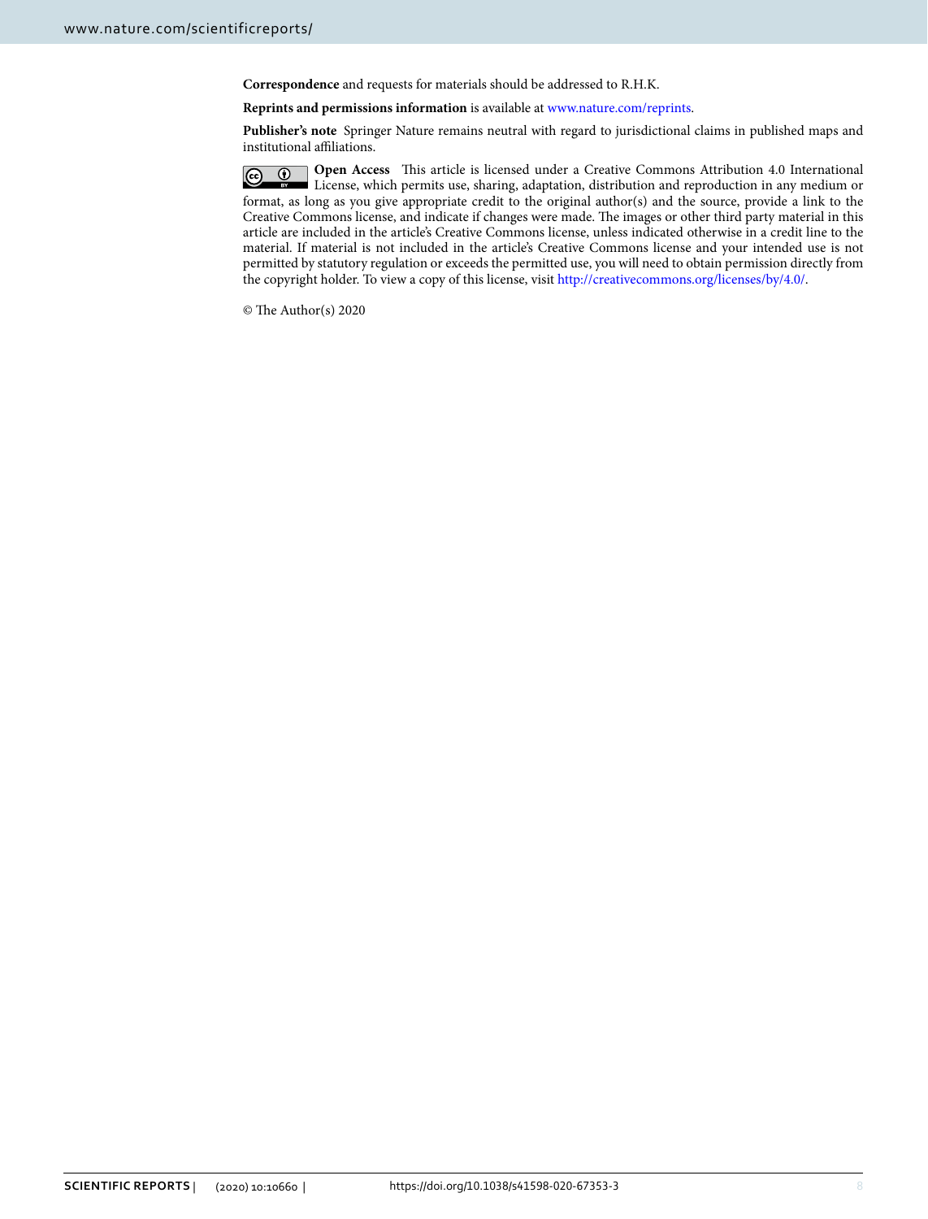**Correspondence** and requests for materials should be addressed to R.H.K.

**Reprints and permissions information** is available at www.nature.com/reprints.

**Publisher's note** Springer Nature remains neutral with regard to jurisdictional claims in published maps and institutional affiliations.

**Open Access** This article is licensed under a Creative Commons Attribution 4.0 International License, which permits use, sharing, adaptation, distribution and reproduction in any medium or format, as long as you give appropriate credit to the original author(s) and the source, provide a link to the Creative Commons license, and indicate if changes were made. The images or other third party material in this article are included in the article's Creative Commons license, unless indicated otherwise in a credit line to the material. If material is not included in the article's Creative Commons license and your intended use is not permitted by statutory regulation or exceeds the permitted use, you will need to obtain permission directly from the copyright holder. To view a copy of this license, visit http://creativecommons.org/licenses/by/4.0/.

© The Author(s) 2020